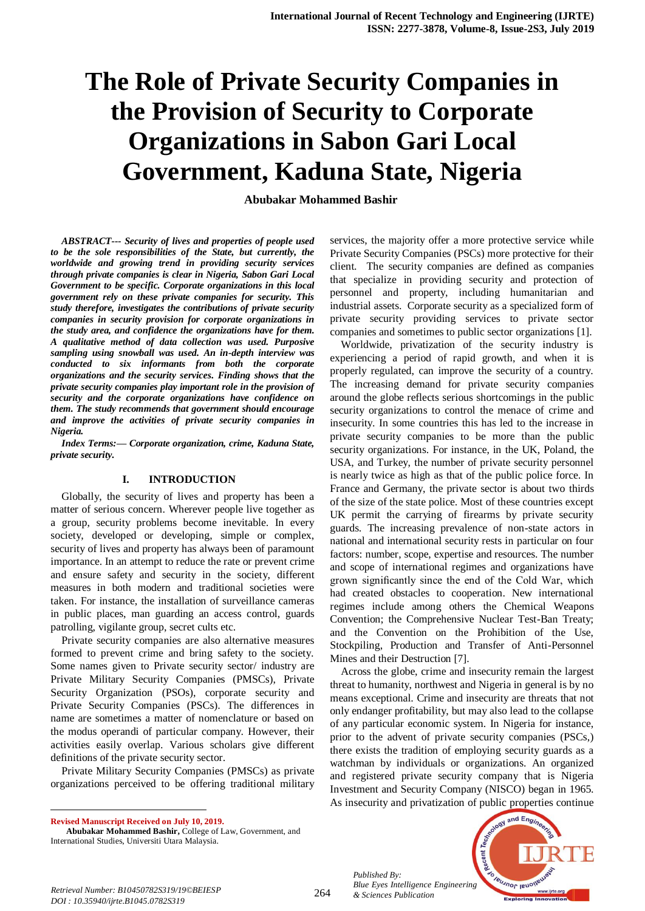# The Role of Private Security Companies in the Provision of Security to Corporate Organizations in Sabon Gari Local Government, Kaduna State, Nigeria

**Abubakar Mohammed Bashir**

***ABSTRACT--- Security of lives and properties of people used to be the sole responsibilities of the State, but currently, the worldwide and growing trend in providing security services through private companies is clear in Nigeria, Sabon Gari Local Government to be specific. Corporate organizations in this local government rely on these private companies for security. This study therefore, investigates the contributions of private security companies in security provision for corporate organizations in the study area, and confidence the organizations have for them. A qualitative method of data collection was used. Purposive sampling using snowball was used. An in-depth interview was conducted to six informants from both the corporate organizations and the security services. Finding shows that the private security companies play important role in the provision of security and the corporate organizations have confidence on them. The study recommends that government should encourage and improve the activities of private security companies in Nigeria.***

***Index Terms:— Corporate organization, crime, Kaduna State, private security.***

## I. INTRODUCTION

Globally, the security of lives and property has been a matter of serious concern. Wherever people live together as a group, security problems become inevitable. In every society, developed or developing, simple or complex, security of lives and property has always been of paramount importance. In an attempt to reduce the rate or prevent crime and ensure safety and security in the society, different measures in both modern and traditional societies were taken. For instance, the installation of surveillance cameras in public places, man guarding an access control, guards patrolling, vigilante group, secret cults etc.

Private security companies are also alternative measures formed to prevent crime and bring safety to the society. Some names given to Private security sector/ industry are Private Military Security Companies (PMSCs), Private Security Organization (PSOs), corporate security and Private Security Companies (PSCs). The differences in name are sometimes a matter of nomenclature or based on the modus operandi of particular company. However, their activities easily overlap. Various scholars give different definitions of the private security sector.

Private Military Security Companies (PMSCs) as private organizations perceived to be offering traditional military services, the majority offer a more protective service while Private Security Companies (PSCs) more protective for their client. The security companies are defined as companies that specialize in providing security and protection of personnel and property, including humanitarian and industrial assets. Corporate security as a specialized form of private security providing services to private sector companies and sometimes to public sector organizations [1].

Worldwide, privatization of the security industry is experiencing a period of rapid growth, and when it is properly regulated, can improve the security of a country. The increasing demand for private security companies around the globe reflects serious shortcomings in the public security organizations to control the menace of crime and insecurity. In some countries this has led to the increase in private security companies to be more than the public security organizations. For instance, in the UK, Poland, the USA, and Turkey, the number of private security personnel is nearly twice as high as that of the public police force. In France and Germany, the private sector is about two thirds of the size of the state police. Most of these countries except UK permit the carrying of firearms by private security guards. The increasing prevalence of non-state actors in national and international security rests in particular on four factors: number, scope, expertise and resources. The number and scope of international regimes and organizations have grown significantly since the end of the Cold War, which had created obstacles to cooperation. New international regimes include among others the Chemical Weapons Convention; the Comprehensive Nuclear Test-Ban Treaty; and the Convention on the Prohibition of the Use, Stockpiling, Production and Transfer of Anti-Personnel Mines and their Destruction [7].

Across the globe, crime and insecurity remain the largest threat to humanity, northwest and Nigeria in general is by no means exceptional. Crime and insecurity are threats that not only endanger profitability, but may also lead to the collapse of any particular economic system. In Nigeria for instance, prior to the advent of private security companies (PSCs,) there exists the tradition of employing security guards as a watchman by individuals or organizations. An organized and registered private security company that is Nigeria Investment and Security Company (NISCO) began in 1965. As insecurity and privatization of public properties continue

---

**Revised Manuscript Received on July 10, 2019.**

**Abubakar Mohammed Bashir,** College of Law, Government, and International Studies, Universiti Utara Malaysia.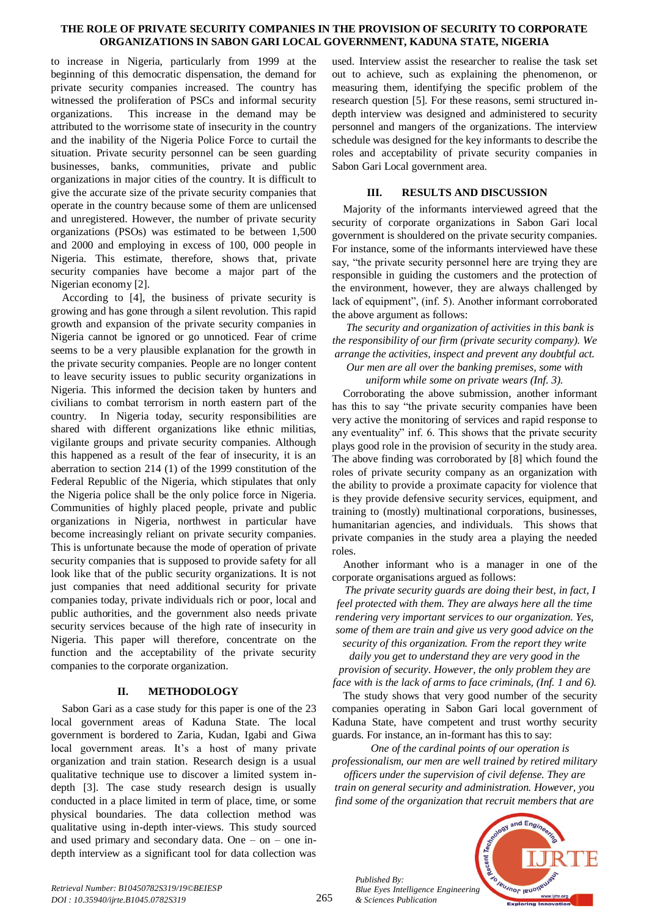to increase in Nigeria, particularly from 1999 at the beginning of this democratic dispensation, the demand for private security companies increased. The country has witnessed the proliferation of PSCs and informal security organizations. This increase in the demand may be attributed to the worrisome state of insecurity in the country and the inability of the Nigeria Police Force to curtail the situation. Private security personnel can be seen guarding businesses, banks, communities, private and public organizations in major cities of the country. It is difficult to give the accurate size of the private security companies that operate in the country because some of them are unlicensed and unregistered. However, the number of private security organizations (PSOs) was estimated to be between 1,500 and 2000 and employing in excess of 100, 000 people in Nigeria. This estimate, therefore, shows that, private security companies have become a major part of the Nigerian economy [2].

According to [4], the business of private security is growing and has gone through a silent revolution. This rapid growth and expansion of the private security companies in Nigeria cannot be ignored or go unnoticed. Fear of crime seems to be a very plausible explanation for the growth in the private security companies. People are no longer content to leave security issues to public security organizations in Nigeria. This informed the decision taken by hunters and civilians to combat terrorism in north eastern part of the country. In Nigeria today, security responsibilities are shared with different organizations like ethnic militias, vigilante groups and private security companies. Although this happened as a result of the fear of insecurity, it is an aberration to section 214 (1) of the 1999 constitution of the Federal Republic of the Nigeria, which stipulates that only the Nigeria police shall be the only police force in Nigeria. Communities of highly placed people, private and public organizations in Nigeria, northwest in particular have become increasingly reliant on private security companies. This is unfortunate because the mode of operation of private security companies that is supposed to provide safety for all look like that of the public security organizations. It is not just companies that need additional security for private companies today, private individuals rich or poor, local and public authorities, and the government also needs private security services because of the high rate of insecurity in Nigeria. This paper will therefore, concentrate on the function and the acceptability of the private security companies to the corporate organization.

## II. METHODOLOGY

Sabon Gari as a case study for this paper is one of the 23 local government areas of Kaduna State. The local government is bordered to Zaria, Kudan, Igabi and Giwa local government areas. It's a host of many private organization and train station. Research design is a usual qualitative technique use to discover a limited system in-depth [3]. The case study research design is usually conducted in a place limited in term of place, time, or some physical boundaries. The data collection method was qualitative using in-depth inter-views. This study sourced and used primary and secondary data. One – on – one in-depth interview as a significant tool for data collection was used. Interview assist the researcher to realise the task set out to achieve, such as explaining the phenomenon, or measuring them, identifying the specific problem of the research question [5]. For these reasons, semi structured in-depth interview was designed and administered to security personnel and mangers of the organizations. The interview schedule was designed for the key informants to describe the roles and acceptability of private security companies in Sabon Gari Local government area.

## III. RESULTS AND DISCUSSION

Majority of the informants interviewed agreed that the security of corporate organizations in Sabon Gari local government is shouldered on the private security companies. For instance, some of the informants interviewed have these say, "the private security personnel here are trying they are responsible in guiding the customers and the protection of the environment, however, they are always challenged by lack of equipment", (inf. 5). Another informant corroborated the above argument as follows:

*The security and organization of activities in this bank is the responsibility of our firm (private security company). We arrange the activities, inspect and prevent any doubtful act. Our men are all over the banking premises, some with uniform while some on private wears (Inf. 3).*

Corroborating the above submission, another informant has this to say "the private security companies have been very active the monitoring of services and rapid response to any eventuality" inf. 6. This shows that the private security plays good role in the provision of security in the study area. The above finding was corroborated by [8] which found the roles of private security company as an organization with the ability to provide a proximate capacity for violence that is they provide defensive security services, equipment, and training to (mostly) multinational corporations, businesses, humanitarian agencies, and individuals. This shows that private companies in the study area a playing the needed roles.

Another informant who is a manager in one of the corporate organisations argued as follows:

*The private security guards are doing their best, in fact, I feel protected with them. They are always here all the time rendering very important services to our organization. Yes, some of them are train and give us very good advice on the security of this organization. From the report they write daily you get to understand they are very good in the provision of security. However, the only problem they are face with is the lack of arms to face criminals, (Inf. 1 and 6).*

The study shows that very good number of the security companies operating in Sabon Gari local government of Kaduna State, have competent and trust worthy security guards. For instance, an in-formant has this to say:

*One of the cardinal points of our operation is professionalism, our men are well trained by retired military officers under the supervision of civil defense. They are train on general security and administration. However, you find some of the organization that recruit members that are*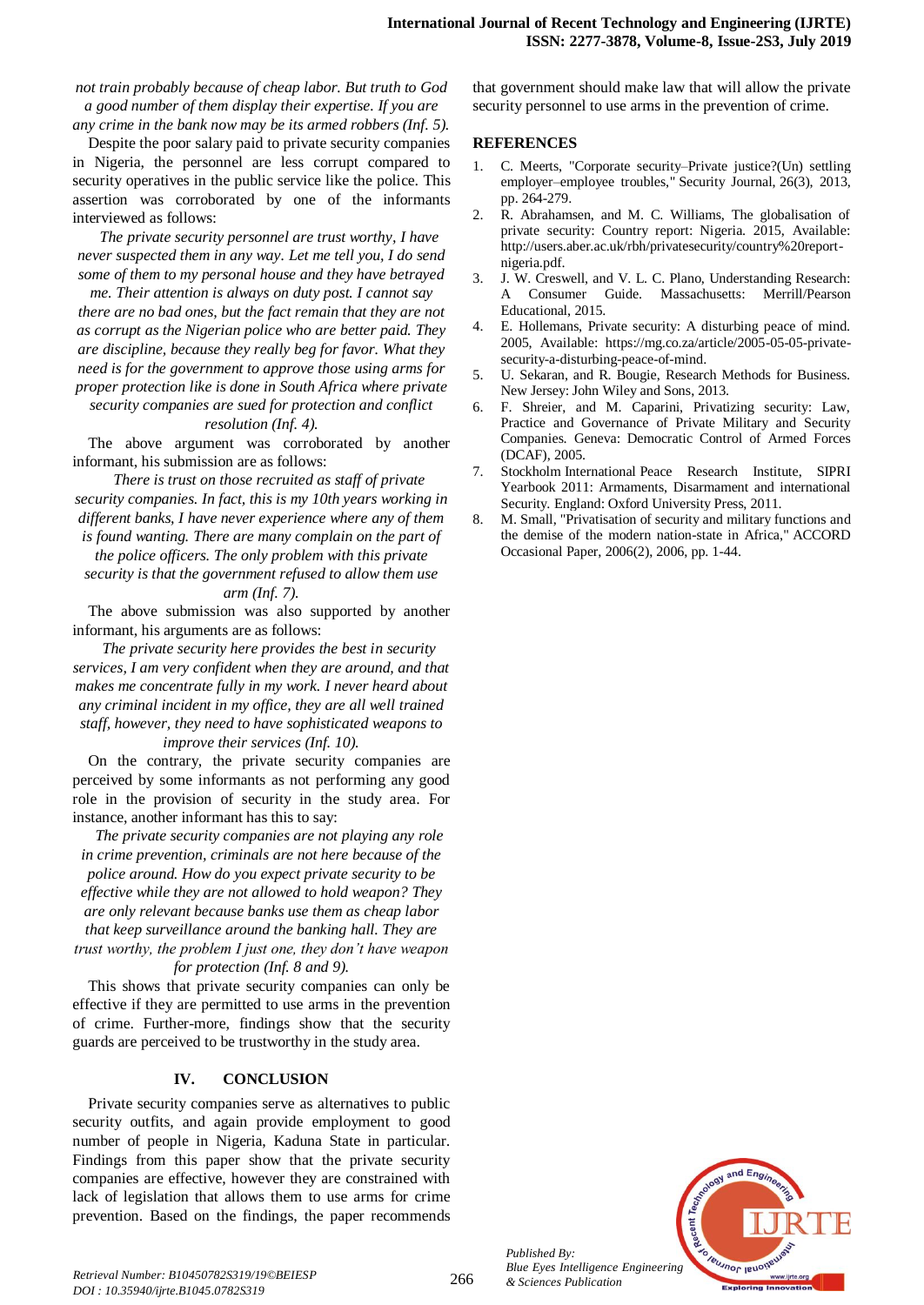*not train probably because of cheap labor. But truth to God a good number of them display their expertise. If you are any crime in the bank now may be its armed robbers (Inf. 5).*

Despite the poor salary paid to private security companies in Nigeria, the personnel are less corrupt compared to security operatives in the public service like the police. This assertion was corroborated by one of the informants interviewed as follows:

*The private security personnel are trust worthy, I have never suspected them in any way. Let me tell you, I do send some of them to my personal house and they have betrayed me. Their attention is always on duty post. I cannot say there are no bad ones, but the fact remain that they are not as corrupt as the Nigerian police who are better paid. They are discipline, because they really beg for favor. What they need is for the government to approve those using arms for proper protection like is done in South Africa where private security companies are sued for protection and conflict resolution (Inf. 4).*

The above argument was corroborated by another informant, his submission are as follows:

*There is trust on those recruited as staff of private security companies. In fact, this is my 10th years working in different banks, I have never experience where any of them is found wanting. There are many complain on the part of the police officers. The only problem with this private security is that the government refused to allow them use arm (Inf. 7).*

The above submission was also supported by another informant, his arguments are as follows:

*The private security here provides the best in security services, I am very confident when they are around, and that makes me concentrate fully in my work. I never heard about any criminal incident in my office, they are all well trained staff, however, they need to have sophisticated weapons to improve their services (Inf. 10).*

On the contrary, the private security companies are perceived by some informants as not performing any good role in the provision of security in the study area. For instance, another informant has this to say:

*The private security companies are not playing any role in crime prevention, criminals are not here because of the police around. How do you expect private security to be effective while they are not allowed to hold weapon? They are only relevant because banks use them as cheap labor that keep surveillance around the banking hall. They are trust worthy, the problem I just one, they don't have weapon for protection (Inf. 8 and 9).*

This shows that private security companies can only be effective if they are permitted to use arms in the prevention of crime. Further-more, findings show that the security guards are perceived to be trustworthy in the study area.

## IV. CONCLUSION

Private security companies serve as alternatives to public security outfits, and again provide employment to good number of people in Nigeria, Kaduna State in particular. Findings from this paper show that the private security companies are effective, however they are constrained with lack of legislation that allows them to use arms for crime prevention. Based on the findings, the paper recommends that government should make law that will allow the private security personnel to use arms in the prevention of crime.

## REFERENCES

1. C. Meerts, "Corporate security–Private justice?(Un) settling employer–employee troubles," Security Journal, 26(3), 2013, pp. 264-279.
2. R. Abrahamsen, and M. C. Williams, The globalisation of private security: Country report: Nigeria. 2015, Available: http://users.aber.ac.uk/rbh/privatesecurity/country%20report-nigeria.pdf.
3. J. W. Creswell, and V. L. C. Plano, Understanding Research: A Consumer Guide. Massachusetts: Merrill/Pearson Educational, 2015.
4. E. Hollemans, Private security: A disturbing peace of mind. 2005, Available: https://mg.co.za/article/2005-05-05-private-security-a-disturbing-peace-of-mind.
5. U. Sekaran, and R. Bougie, Research Methods for Business. New Jersey: John Wiley and Sons, 2013.
6. F. Shreier, and M. Caparini, Privatizing security: Law, Practice and Governance of Private Military and Security Companies. Geneva: Democratic Control of Armed Forces (DCAF), 2005.
7. Stockholm International Peace Research Institute, SIPRI Yearbook 2011: Armaments, Disarmament and international Security. England: Oxford University Press, 2011.
8. M. Small, "Privatisation of security and military functions and the demise of the modern nation-state in Africa," ACCORD Occasional Paper, 2006(2), 2006, pp. 1-44.